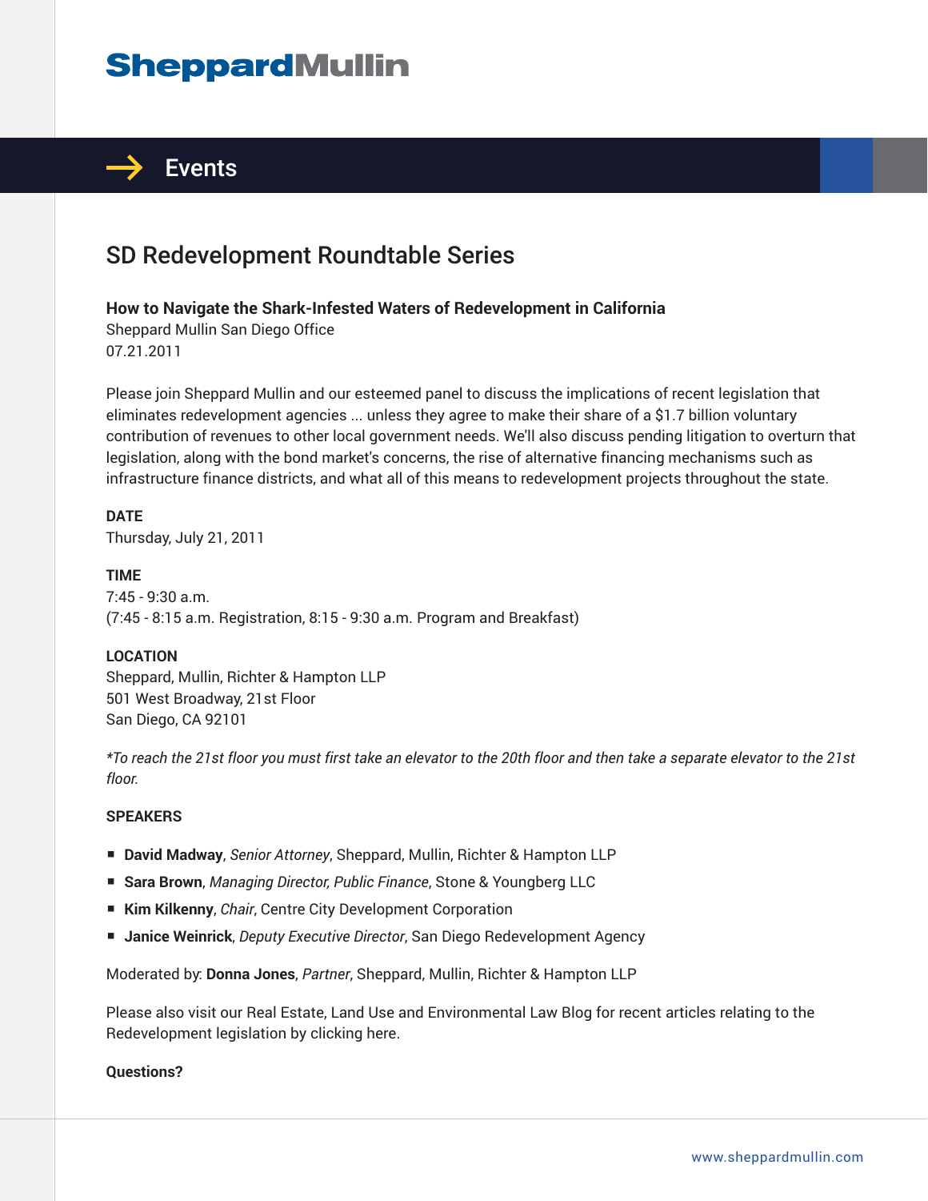# SheppardMullin

## Events

# SD Redevelopment Roundtable Series

**How to Navigate the Shark-Infested Waters of Redevelopment in California**
Sheppard Mullin San Diego Office
07.21.2011

Please join Sheppard Mullin and our esteemed panel to discuss the implications of recent legislation that eliminates redevelopment agencies ... unless they agree to make their share of a $1.7 billion voluntary contribution of revenues to other local government needs. We'll also discuss pending litigation to overturn that legislation, along with the bond market's concerns, the rise of alternative financing mechanisms such as infrastructure finance districts, and what all of this means to redevelopment projects throughout the state.

**DATE**
Thursday, July 21, 2011

**TIME**
7:45 - 9:30 a.m.
(7:45 - 8:15 a.m. Registration, 8:15 - 9:30 a.m. Program and Breakfast)

**LOCATION**
Sheppard, Mullin, Richter & Hampton LLP
501 West Broadway, 21st Floor
San Diego, CA 92101

*\*To reach the 21st floor you must first take an elevator to the 20th floor and then take a separate elevator to the 21st floor.*

**SPEAKERS**

- **David Madway**, *Senior Attorney*, Sheppard, Mullin, Richter & Hampton LLP
- **Sara Brown**, *Managing Director, Public Finance*, Stone & Youngberg LLC
- **Kim Kilkenny**, *Chair*, Centre City Development Corporation
- **Janice Weinrick**, *Deputy Executive Director*, San Diego Redevelopment Agency

Moderated by: **Donna Jones**, *Partner*, Sheppard, Mullin, Richter & Hampton LLP

Please also visit our Real Estate, Land Use and Environmental Law Blog for recent articles relating to the Redevelopment legislation by clicking here.

**Questions?**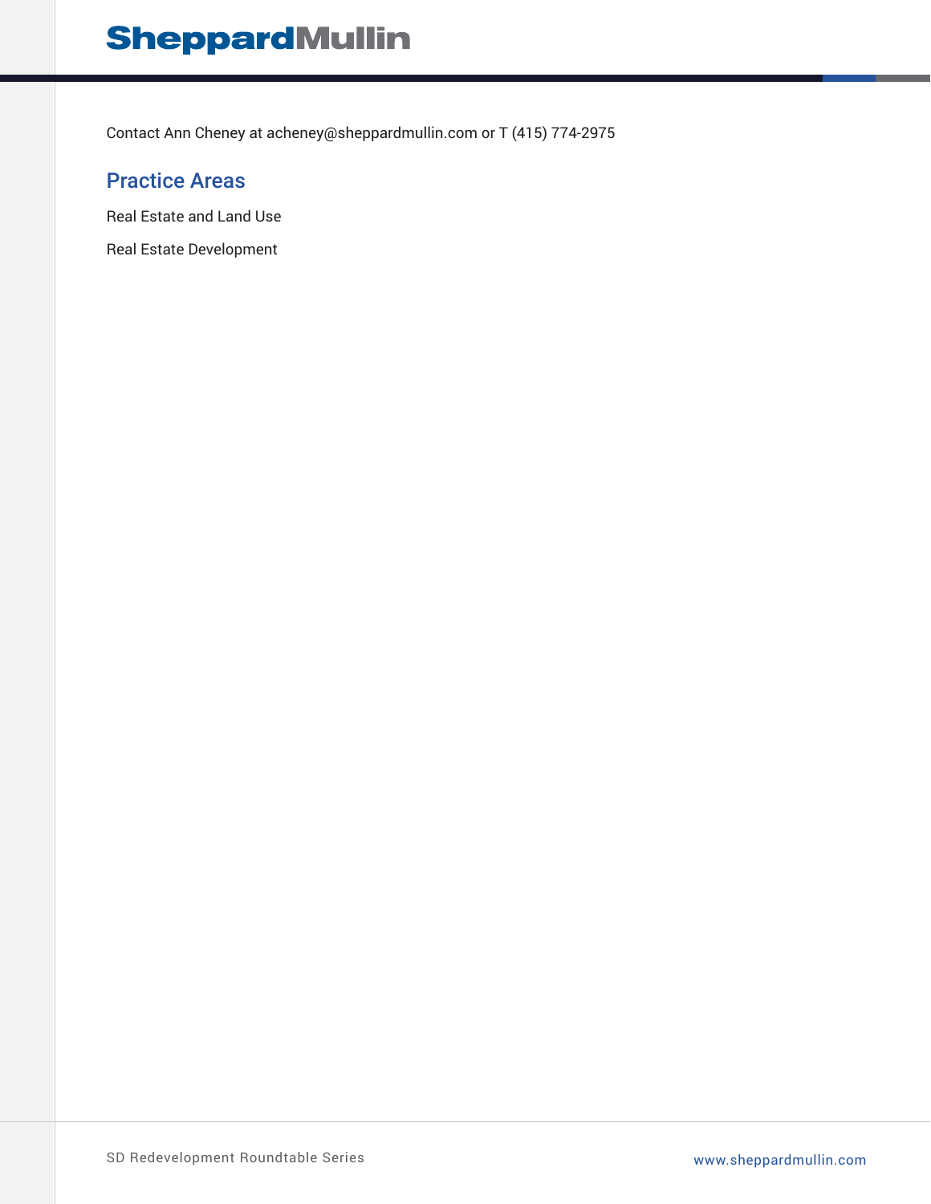Contact Ann Cheney at acheney@sheppardmullin.com or T (415) 774-2975

## Practice Areas

Real Estate and Land Use

Real Estate Development